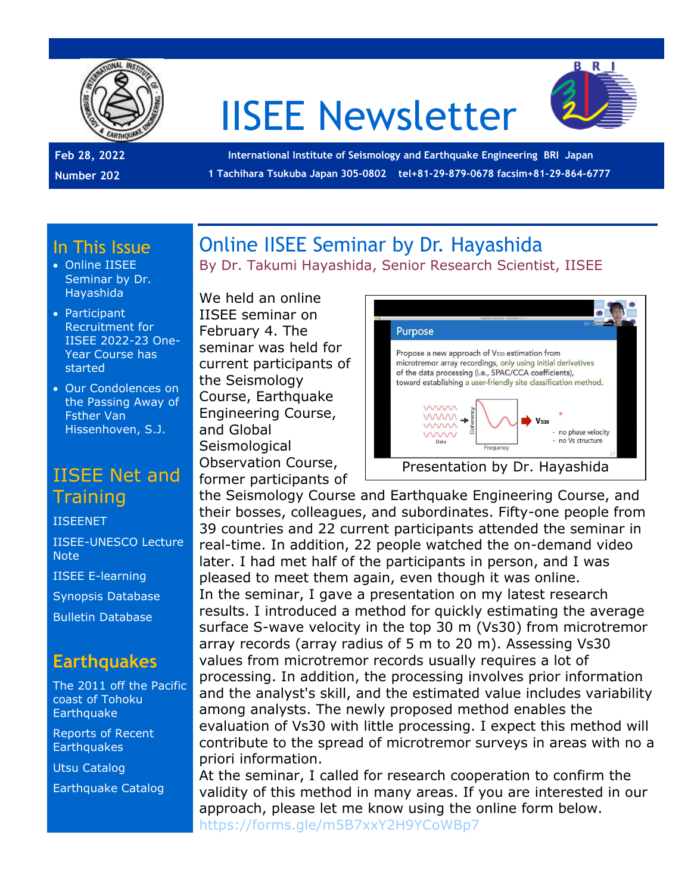# IISEE Newsletter

Feb 28, 2022

Number 202

International Institute of Seismology and Earthquake Engineering BRI Japan

1 Tachihara Tsukuba Japan 305-0802 tel+81-29-879-0678 facsim+81-29-864-6777

## In This Issue

- Online IISEE Seminar by Dr. Hayashida
- Participant Recruitment for IISEE 2022-23 One-Year Course has started
- Our Condolences on the Passing Away of Fsther Van Hissenhoven, S.J.

## IISEE Net and Training

IISEENET

IISEE-UNESCO Lecture Note

IISEE E-learning

Synopsis Database

Bulletin Database

## Earthquakes

The 2011 off the Pacific coast of Tohoku Earthquake

Reports of Recent Earthquakes

Utsu Catalog

Earthquake Catalog

## Online IISEE Seminar by Dr. Hayashida

By Dr. Takumi Hayashida, Senior Research Scientist, IISEE

We held an online IISEE seminar on February 4. The seminar was held for current participants of the Seismology Course, Earthquake Engineering Course, and Global Seismological Observation Course, former participants of the Seismology Course and Earthquake Engineering Course, and their bosses, colleagues, and subordinates. Fifty-one people from 39 countries and 22 current participants attended the seminar in real-time. In addition, 22 people watched the on-demand video later. I had met half of the participants in person, and I was pleased to meet them again, even though it was online.

Presentation by Dr. Hayashida

In the seminar, I gave a presentation on my latest research results. I introduced a method for quickly estimating the average surface S-wave velocity in the top 30 m (Vs30) from microtremor array records (array radius of 5 m to 20 m). Assessing Vs30 values from microtremor records usually requires a lot of processing. In addition, the processing involves prior information and the analyst's skill, and the estimated value includes variability among analysts. The newly proposed method enables the evaluation of Vs30 with little processing. I expect this method will contribute to the spread of microtremor surveys in areas with no a priori information.

At the seminar, I called for research cooperation to confirm the validity of this method in many areas. If you are interested in our approach, please let me know using the online form below.

https://forms.gle/m5B7xxY2H9YCoWBp7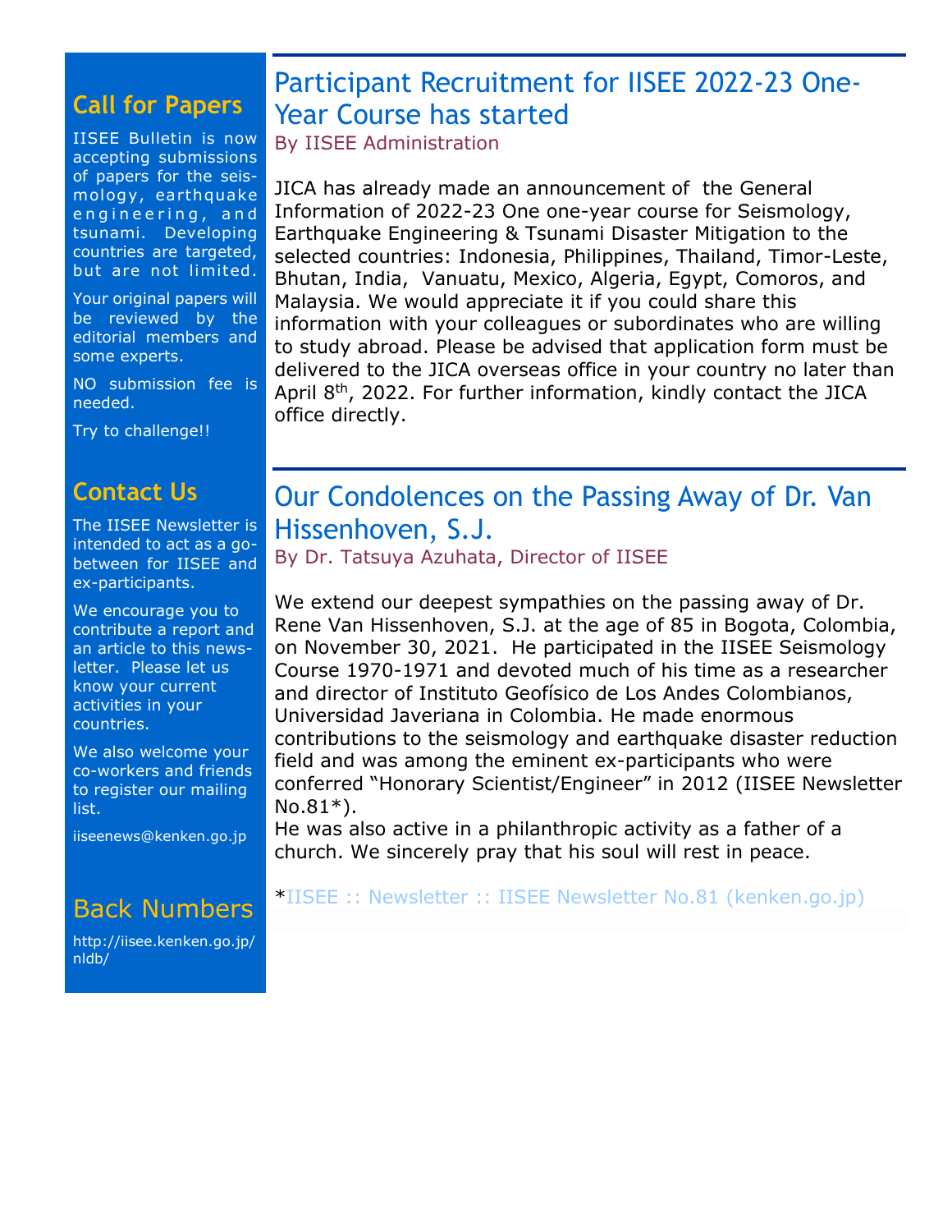## Call for Papers

IISEE Bulletin is now accepting submissions of papers for the seismology, earthquake engineering, and tsunami. Developing countries are targeted, but are not limited.

Your original papers will be reviewed by the editorial members and some experts.

NO submission fee is needed.

Try to challenge!!

## Contact Us

The IISEE Newsletter is intended to act as a go-between for IISEE and ex-participants.

We encourage you to contribute a report and an article to this newsletter. Please let us know your current activities in your countries.

We also welcome your co-workers and friends to register our mailing list.

iiseenews@kenken.go.jp

## Back Numbers

http://iisee.kenken.go.jp/nldb/

# Participant Recruitment for IISEE 2022-23 One-Year Course has started

By IISEE Administration

JICA has already made an announcement of the General Information of 2022-23 One one-year course for Seismology, Earthquake Engineering & Tsunami Disaster Mitigation to the selected countries: Indonesia, Philippines, Thailand, Timor-Leste, Bhutan, India, Vanuatu, Mexico, Algeria, Egypt, Comoros, and Malaysia. We would appreciate it if you could share this information with your colleagues or subordinates who are willing to study abroad. Please be advised that application form must be delivered to the JICA overseas office in your country no later than April 8th, 2022. For further information, kindly contact the JICA office directly.

# Our Condolences on the Passing Away of Dr. Van Hissenhoven, S.J.

By Dr. Tatsuya Azuhata, Director of IISEE

We extend our deepest sympathies on the passing away of Dr. Rene Van Hissenhoven, S.J. at the age of 85 in Bogota, Colombia, on November 30, 2021. He participated in the IISEE Seismology Course 1970-1971 and devoted much of his time as a researcher and director of Instituto Geofísico de Los Andes Colombianos, Universidad Javeriana in Colombia. He made enormous contributions to the seismology and earthquake disaster reduction field and was among the eminent ex-participants who were conferred "Honorary Scientist/Engineer" in 2012 (IISEE Newsletter No.81*).
He was also active in a philanthropic activity as a father of a church. We sincerely pray that his soul will rest in peace.

*IISEE :: Newsletter :: IISEE Newsletter No.81 (kenken.go.jp)